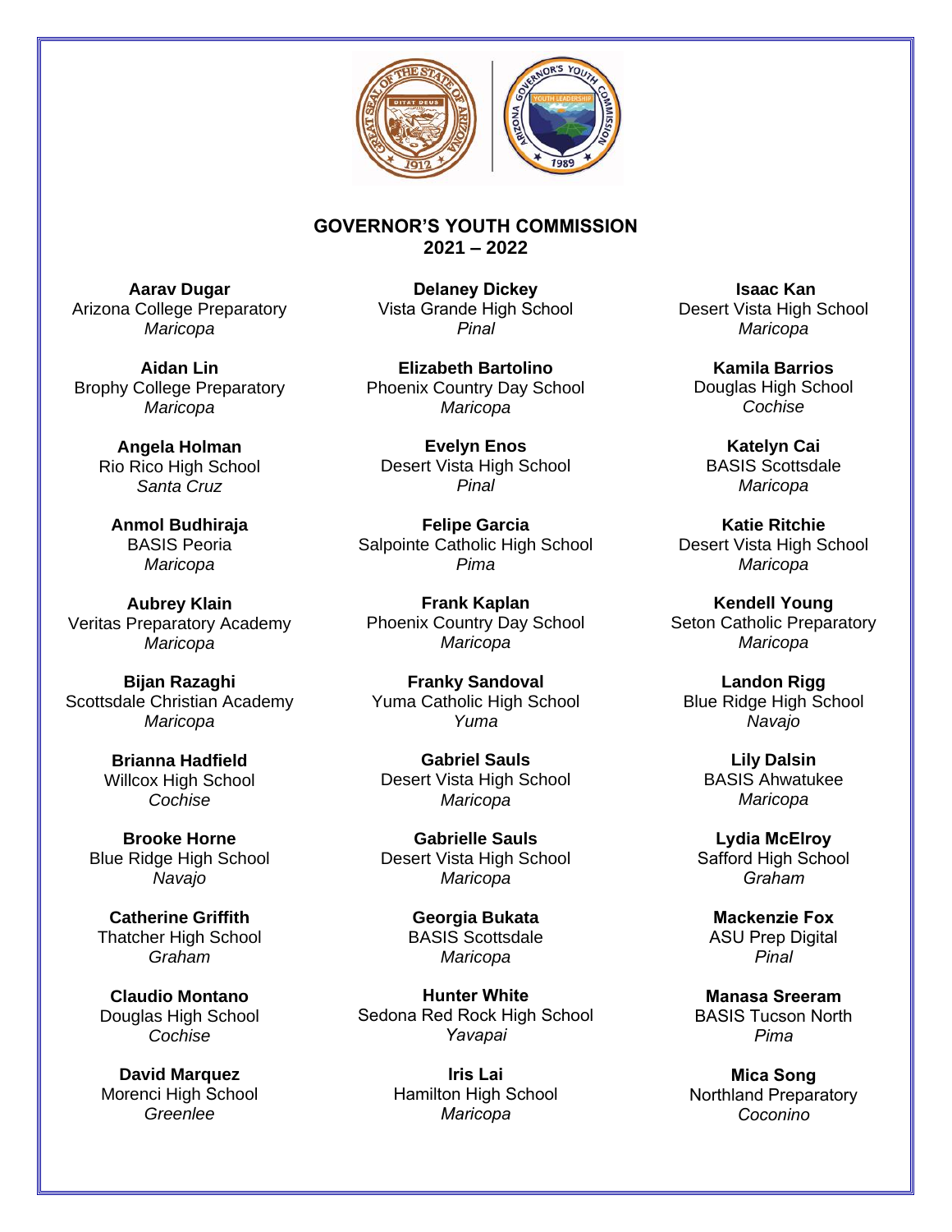## GOVERNOR'S YOUTH COMMISSION
## 2021 – 2022

**Aarav Dugar**
Arizona College Preparatory
*Maricopa*

**Aidan Lin**
Brophy College Preparatory
*Maricopa*

**Angela Holman**
Rio Rico High School
*Santa Cruz*

**Anmol Budhiraja**
BASIS Peoria
*Maricopa*

**Aubrey Klain**
Veritas Preparatory Academy
*Maricopa*

**Bijan Razaghi**
Scottsdale Christian Academy
*Maricopa*

**Brianna Hadfield**
Willcox High School
*Cochise*

**Brooke Horne**
Blue Ridge High School
*Navajo*

**Catherine Griffith**
Thatcher High School
*Graham*

**Claudio Montano**
Douglas High School
*Cochise*

**David Marquez**
Morenci High School
*Greenlee*

**Delaney Dickey**
Vista Grande High School
*Pinal*

**Elizabeth Bartolino**
Phoenix Country Day School
*Maricopa*

**Evelyn Enos**
Desert Vista High School
*Pinal*

**Felipe Garcia**
Salpointe Catholic High School
*Pima*

**Frank Kaplan**
Phoenix Country Day School
*Maricopa*

**Franky Sandoval**
Yuma Catholic High School
*Yuma*

**Gabriel Sauls**
Desert Vista High School
*Maricopa*

**Gabrielle Sauls**
Desert Vista High School
*Maricopa*

**Georgia Bukata**
BASIS Scottsdale
*Maricopa*

**Hunter White**
Sedona Red Rock High School
*Yavapai*

**Iris Lai**
Hamilton High School
*Maricopa*

**Isaac Kan**
Desert Vista High School
*Maricopa*

**Kamila Barrios**
Douglas High School
*Cochise*

**Katelyn Cai**
BASIS Scottsdale
*Maricopa*

**Katie Ritchie**
Desert Vista High School
*Maricopa*

**Kendell Young**
Seton Catholic Preparatory
*Maricopa*

**Landon Rigg**
Blue Ridge High School
*Navajo*

**Lily Dalsin**
BASIS Ahwatukee
*Maricopa*

**Lydia McElroy**
Safford High School
*Graham*

**Mackenzie Fox**
ASU Prep Digital
*Pinal*

**Manasa Sreeram**
BASIS Tucson North
*Pima*

**Mica Song**
Northland Preparatory
*Coconino*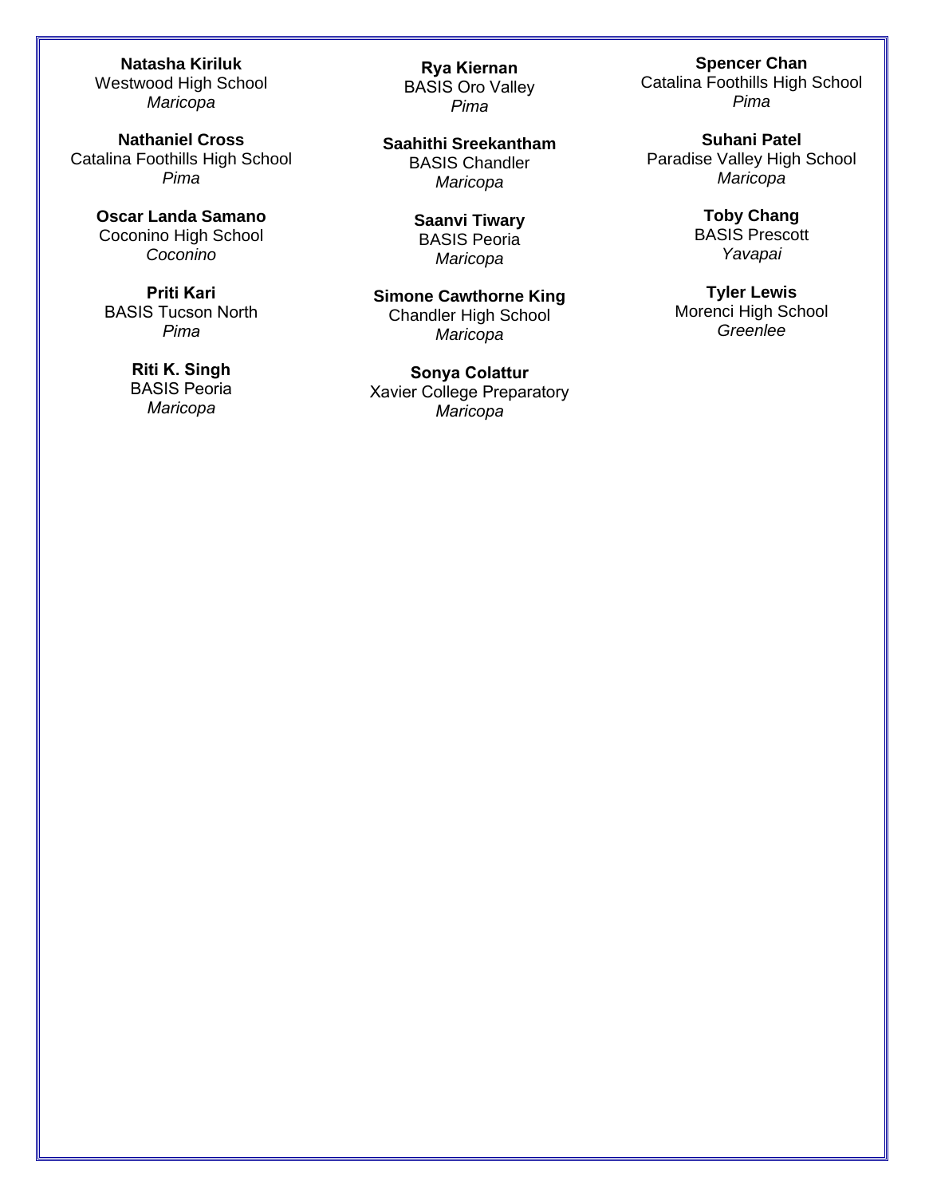**Natasha Kiriluk**
Westwood High School
*Maricopa*

**Nathaniel Cross**
Catalina Foothills High School
*Pima*

**Oscar Landa Samano**
Coconino High School
*Coconino*

**Priti Kari**
BASIS Tucson North
*Pima*

**Riti K. Singh**
BASIS Peoria
*Maricopa*

**Rya Kiernan**
BASIS Oro Valley
*Pima*

**Saahithi Sreekantham**
BASIS Chandler
*Maricopa*

**Saanvi Tiwary**
BASIS Peoria
*Maricopa*

**Simone Cawthorne King**
Chandler High School
*Maricopa*

**Sonya Colattur**
Xavier College Preparatory
*Maricopa*

**Spencer Chan**
Catalina Foothills High School
*Pima*

**Suhani Patel**
Paradise Valley High School
*Maricopa*

**Toby Chang**
BASIS Prescott
*Yavapai*

**Tyler Lewis**
Morenci High School
*Greenlee*